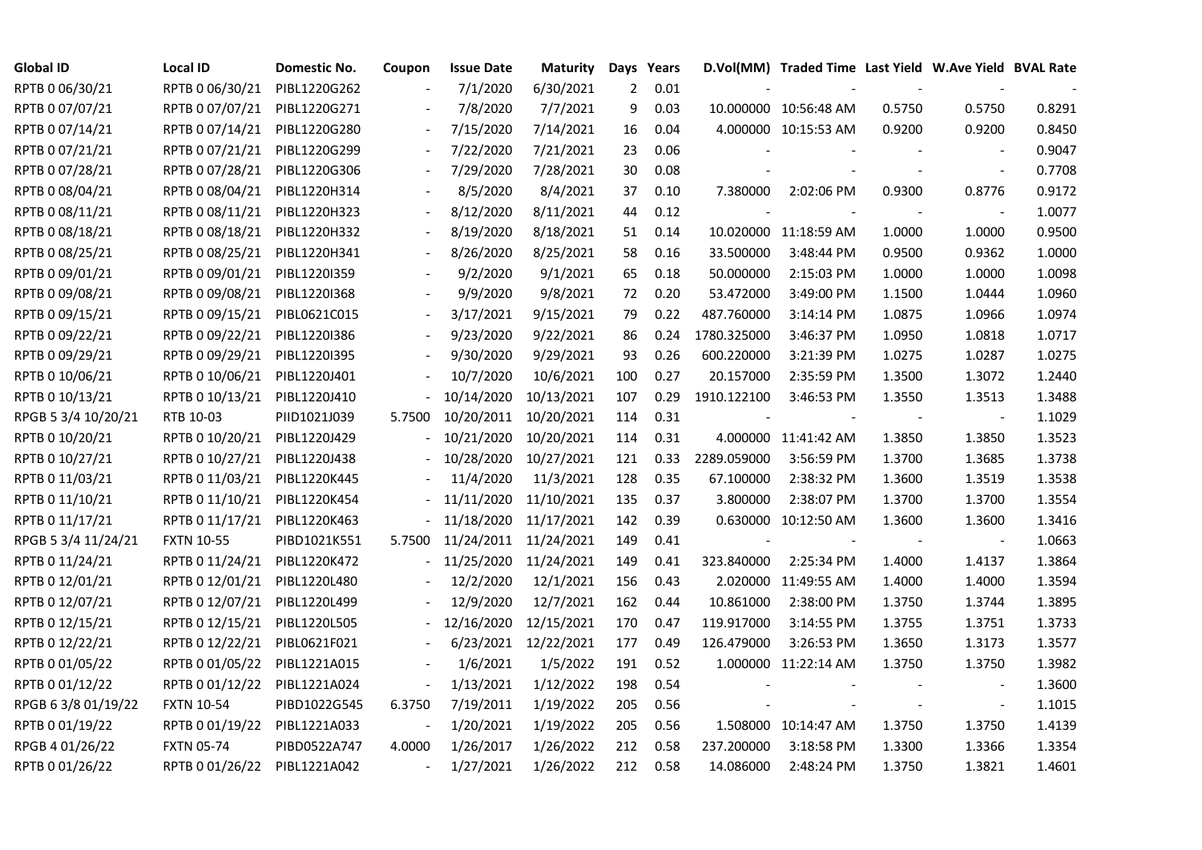| Global ID | Local ID | Domestic No. | Coupon | Issue Date | Maturity | Days | Years | D.Vol(MM) | Traded Time | Last Yield | W.Ave Yield | BVAL Rate |
|---|---|---|---|---|---|---|---|---|---|---|---|---|
| RPTB 0 06/30/21 | RPTB 0 06/30/21 | PIBL1220G262 | - | 7/1/2020 | 6/30/2021 | 2 | 0.01 | - | - | - | - | - |
| RPTB 0 07/07/21 | RPTB 0 07/07/21 | PIBL1220G271 | - | 7/8/2020 | 7/7/2021 | 9 | 0.03 | 10.000000 | 10:56:48 AM | 0.5750 | 0.5750 | 0.8291 |
| RPTB 0 07/14/21 | RPTB 0 07/14/21 | PIBL1220G280 | - | 7/15/2020 | 7/14/2021 | 16 | 0.04 | 4.000000 | 10:15:53 AM | 0.9200 | 0.9200 | 0.8450 |
| RPTB 0 07/21/21 | RPTB 0 07/21/21 | PIBL1220G299 | - | 7/22/2020 | 7/21/2021 | 23 | 0.06 | - | - | - | - | 0.9047 |
| RPTB 0 07/28/21 | RPTB 0 07/28/21 | PIBL1220G306 | - | 7/29/2020 | 7/28/2021 | 30 | 0.08 | - | - | - | - | 0.7708 |
| RPTB 0 08/04/21 | RPTB 0 08/04/21 | PIBL1220H314 | - | 8/5/2020 | 8/4/2021 | 37 | 0.10 | 7.380000 | 2:02:06 PM | 0.9300 | 0.8776 | 0.9172 |
| RPTB 0 08/11/21 | RPTB 0 08/11/21 | PIBL1220H323 | - | 8/12/2020 | 8/11/2021 | 44 | 0.12 | - | - | - | - | 1.0077 |
| RPTB 0 08/18/21 | RPTB 0 08/18/21 | PIBL1220H332 | - | 8/19/2020 | 8/18/2021 | 51 | 0.14 | 10.020000 | 11:18:59 AM | 1.0000 | 1.0000 | 0.9500 |
| RPTB 0 08/25/21 | RPTB 0 08/25/21 | PIBL1220H341 | - | 8/26/2020 | 8/25/2021 | 58 | 0.16 | 33.500000 | 3:48:44 PM | 0.9500 | 0.9362 | 1.0000 |
| RPTB 0 09/01/21 | RPTB 0 09/01/21 | PIBL1220I359 | - | 9/2/2020 | 9/1/2021 | 65 | 0.18 | 50.000000 | 2:15:03 PM | 1.0000 | 1.0000 | 1.0098 |
| RPTB 0 09/08/21 | RPTB 0 09/08/21 | PIBL1220I368 | - | 9/9/2020 | 9/8/2021 | 72 | 0.20 | 53.472000 | 3:49:00 PM | 1.1500 | 1.0444 | 1.0960 |
| RPTB 0 09/15/21 | RPTB 0 09/15/21 | PIBL0621C015 | - | 3/17/2021 | 9/15/2021 | 79 | 0.22 | 487.760000 | 3:14:14 PM | 1.0875 | 1.0966 | 1.0974 |
| RPTB 0 09/22/21 | RPTB 0 09/22/21 | PIBL1220I386 | - | 9/23/2020 | 9/22/2021 | 86 | 0.24 | 1780.325000 | 3:46:37 PM | 1.0950 | 1.0818 | 1.0717 |
| RPTB 0 09/29/21 | RPTB 0 09/29/21 | PIBL1220I395 | - | 9/30/2020 | 9/29/2021 | 93 | 0.26 | 600.220000 | 3:21:39 PM | 1.0275 | 1.0287 | 1.0275 |
| RPTB 0 10/06/21 | RPTB 0 10/06/21 | PIBL1220J401 | - | 10/7/2020 | 10/6/2021 | 100 | 0.27 | 20.157000 | 2:35:59 PM | 1.3500 | 1.3072 | 1.2440 |
| RPTB 0 10/13/21 | RPTB 0 10/13/21 | PIBL1220J410 | - | 10/14/2020 | 10/13/2021 | 107 | 0.29 | 1910.122100 | 3:46:53 PM | 1.3550 | 1.3513 | 1.3488 |
| RPGB 5 3/4 10/20/21 | RTB 10-03 | PIID1021J039 | 5.7500 | 10/20/2011 | 10/20/2021 | 114 | 0.31 | - | - | - | - | 1.1029 |
| RPTB 0 10/20/21 | RPTB 0 10/20/21 | PIBL1220J429 | - | 10/21/2020 | 10/20/2021 | 114 | 0.31 | 4.000000 | 11:41:42 AM | 1.3850 | 1.3850 | 1.3523 |
| RPTB 0 10/27/21 | RPTB 0 10/27/21 | PIBL1220J438 | - | 10/28/2020 | 10/27/2021 | 121 | 0.33 | 2289.059000 | 3:56:59 PM | 1.3700 | 1.3685 | 1.3738 |
| RPTB 0 11/03/21 | RPTB 0 11/03/21 | PIBL1220K445 | - | 11/4/2020 | 11/3/2021 | 128 | 0.35 | 67.100000 | 2:38:32 PM | 1.3600 | 1.3519 | 1.3538 |
| RPTB 0 11/10/21 | RPTB 0 11/10/21 | PIBL1220K454 | - | 11/11/2020 | 11/10/2021 | 135 | 0.37 | 3.800000 | 2:38:07 PM | 1.3700 | 1.3700 | 1.3554 |
| RPTB 0 11/17/21 | RPTB 0 11/17/21 | PIBL1220K463 | - | 11/18/2020 | 11/17/2021 | 142 | 0.39 | 0.630000 | 10:12:50 AM | 1.3600 | 1.3600 | 1.3416 |
| RPGB 5 3/4 11/24/21 | FXTN 10-55 | PIBD1021K551 | 5.7500 | 11/24/2011 | 11/24/2021 | 149 | 0.41 | - | - | - | - | 1.0663 |
| RPTB 0 11/24/21 | RPTB 0 11/24/21 | PIBL1220K472 | - | 11/25/2020 | 11/24/2021 | 149 | 0.41 | 323.840000 | 2:25:34 PM | 1.4000 | 1.4137 | 1.3864 |
| RPTB 0 12/01/21 | RPTB 0 12/01/21 | PIBL1220L480 | - | 12/2/2020 | 12/1/2021 | 156 | 0.43 | 2.020000 | 11:49:55 AM | 1.4000 | 1.4000 | 1.3594 |
| RPTB 0 12/07/21 | RPTB 0 12/07/21 | PIBL1220L499 | - | 12/9/2020 | 12/7/2021 | 162 | 0.44 | 10.861000 | 2:38:00 PM | 1.3750 | 1.3744 | 1.3895 |
| RPTB 0 12/15/21 | RPTB 0 12/15/21 | PIBL1220L505 | - | 12/16/2020 | 12/15/2021 | 170 | 0.47 | 119.917000 | 3:14:55 PM | 1.3755 | 1.3751 | 1.3733 |
| RPTB 0 12/22/21 | RPTB 0 12/22/21 | PIBL0621F021 | - | 6/23/2021 | 12/22/2021 | 177 | 0.49 | 126.479000 | 3:26:53 PM | 1.3650 | 1.3173 | 1.3577 |
| RPTB 0 01/05/22 | RPTB 0 01/05/22 | PIBL1221A015 | - | 1/6/2021 | 1/5/2022 | 191 | 0.52 | 1.000000 | 11:22:14 AM | 1.3750 | 1.3750 | 1.3982 |
| RPTB 0 01/12/22 | RPTB 0 01/12/22 | PIBL1221A024 | - | 1/13/2021 | 1/12/2022 | 198 | 0.54 | - | - | - | - | 1.3600 |
| RPGB 6 3/8 01/19/22 | FXTN 10-54 | PIBD1022G545 | 6.3750 | 7/19/2011 | 1/19/2022 | 205 | 0.56 | - | - | - | - | 1.1015 |
| RPTB 0 01/19/22 | RPTB 0 01/19/22 | PIBL1221A033 | - | 1/20/2021 | 1/19/2022 | 205 | 0.56 | 1.508000 | 10:14:47 AM | 1.3750 | 1.3750 | 1.4139 |
| RPGB 4 01/26/22 | FXTN 05-74 | PIBD0522A747 | 4.0000 | 1/26/2017 | 1/26/2022 | 212 | 0.58 | 237.200000 | 3:18:58 PM | 1.3300 | 1.3366 | 1.3354 |
| RPTB 0 01/26/22 | RPTB 0 01/26/22 | PIBL1221A042 | - | 1/27/2021 | 1/26/2022 | 212 | 0.58 | 14.086000 | 2:48:24 PM | 1.3750 | 1.3821 | 1.4601 |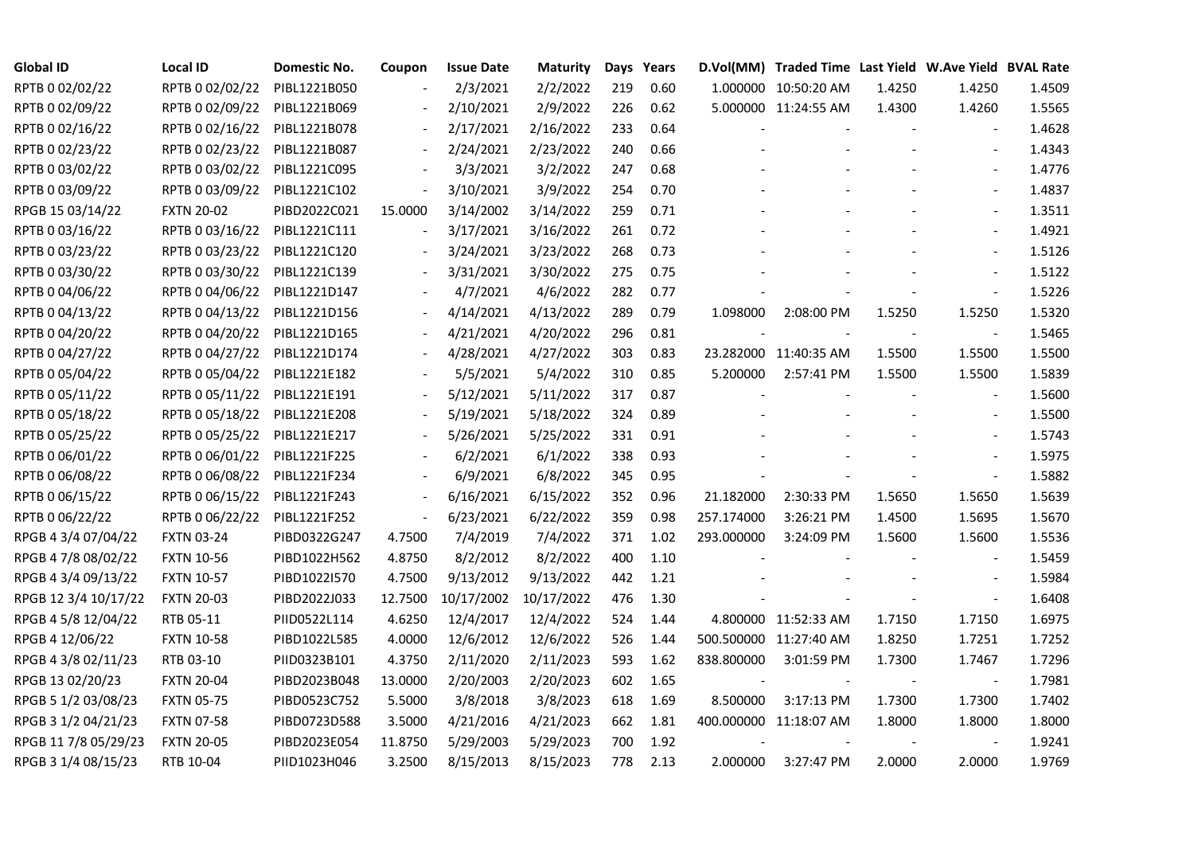| Global ID | Local ID | Domestic No. | Coupon | Issue Date | Maturity | Days | Years | D.Vol(MM) | Traded Time | Last Yield | W.Ave Yield | BVAL Rate |
|---|---|---|---|---|---|---|---|---|---|---|---|---|
| RPTB 0 02/02/22 | RPTB 0 02/02/22 | PIBL1221B050 | - | 2/3/2021 | 2/2/2022 | 219 | 0.60 | 1.000000 | 10:50:20 AM | 1.4250 | 1.4250 | 1.4509 |
| RPTB 0 02/09/22 | RPTB 0 02/09/22 | PIBL1221B069 | - | 2/10/2021 | 2/9/2022 | 226 | 0.62 | 5.000000 | 11:24:55 AM | 1.4300 | 1.4260 | 1.5565 |
| RPTB 0 02/16/22 | RPTB 0 02/16/22 | PIBL1221B078 | - | 2/17/2021 | 2/16/2022 | 233 | 0.64 | - | - | - | - | 1.4628 |
| RPTB 0 02/23/22 | RPTB 0 02/23/22 | PIBL1221B087 | - | 2/24/2021 | 2/23/2022 | 240 | 0.66 | - | - | - | - | 1.4343 |
| RPTB 0 03/02/22 | RPTB 0 03/02/22 | PIBL1221C095 | - | 3/3/2021 | 3/2/2022 | 247 | 0.68 | - | - | - | - | 1.4776 |
| RPTB 0 03/09/22 | RPTB 0 03/09/22 | PIBL1221C102 | - | 3/10/2021 | 3/9/2022 | 254 | 0.70 | - | - | - | - | 1.4837 |
| RPGB 15 03/14/22 | FXTN 20-02 | PIBD2022C021 | 15.0000 | 3/14/2002 | 3/14/2022 | 259 | 0.71 | - | - | - | - | 1.3511 |
| RPTB 0 03/16/22 | RPTB 0 03/16/22 | PIBL1221C111 | - | 3/17/2021 | 3/16/2022 | 261 | 0.72 | - | - | - | - | 1.4921 |
| RPTB 0 03/23/22 | RPTB 0 03/23/22 | PIBL1221C120 | - | 3/24/2021 | 3/23/2022 | 268 | 0.73 | - | - | - | - | 1.5126 |
| RPTB 0 03/30/22 | RPTB 0 03/30/22 | PIBL1221C139 | - | 3/31/2021 | 3/30/2022 | 275 | 0.75 | - | - | - | - | 1.5122 |
| RPTB 0 04/06/22 | RPTB 0 04/06/22 | PIBL1221D147 | - | 4/7/2021 | 4/6/2022 | 282 | 0.77 | - | - | - | - | 1.5226 |
| RPTB 0 04/13/22 | RPTB 0 04/13/22 | PIBL1221D156 | - | 4/14/2021 | 4/13/2022 | 289 | 0.79 | 1.098000 | 2:08:00 PM | 1.5250 | 1.5250 | 1.5320 |
| RPTB 0 04/20/22 | RPTB 0 04/20/22 | PIBL1221D165 | - | 4/21/2021 | 4/20/2022 | 296 | 0.81 | - | - | - | - | 1.5465 |
| RPTB 0 04/27/22 | RPTB 0 04/27/22 | PIBL1221D174 | - | 4/28/2021 | 4/27/2022 | 303 | 0.83 | 23.282000 | 11:40:35 AM | 1.5500 | 1.5500 | 1.5500 |
| RPTB 0 05/04/22 | RPTB 0 05/04/22 | PIBL1221E182 | - | 5/5/2021 | 5/4/2022 | 310 | 0.85 | 5.200000 | 2:57:41 PM | 1.5500 | 1.5500 | 1.5839 |
| RPTB 0 05/11/22 | RPTB 0 05/11/22 | PIBL1221E191 | - | 5/12/2021 | 5/11/2022 | 317 | 0.87 | - | - | - | - | 1.5600 |
| RPTB 0 05/18/22 | RPTB 0 05/18/22 | PIBL1221E208 | - | 5/19/2021 | 5/18/2022 | 324 | 0.89 | - | - | - | - | 1.5500 |
| RPTB 0 05/25/22 | RPTB 0 05/25/22 | PIBL1221E217 | - | 5/26/2021 | 5/25/2022 | 331 | 0.91 | - | - | - | - | 1.5743 |
| RPTB 0 06/01/22 | RPTB 0 06/01/22 | PIBL1221F225 | - | 6/2/2021 | 6/1/2022 | 338 | 0.93 | - | - | - | - | 1.5975 |
| RPTB 0 06/08/22 | RPTB 0 06/08/22 | PIBL1221F234 | - | 6/9/2021 | 6/8/2022 | 345 | 0.95 | - | - | - | - | 1.5882 |
| RPTB 0 06/15/22 | RPTB 0 06/15/22 | PIBL1221F243 | - | 6/16/2021 | 6/15/2022 | 352 | 0.96 | 21.182000 | 2:30:33 PM | 1.5650 | 1.5650 | 1.5639 |
| RPTB 0 06/22/22 | RPTB 0 06/22/22 | PIBL1221F252 | - | 6/23/2021 | 6/22/2022 | 359 | 0.98 | 257.174000 | 3:26:21 PM | 1.4500 | 1.5695 | 1.5670 |
| RPGB 4 3/4 07/04/22 | FXTN 03-24 | PIBD0322G247 | 4.7500 | 7/4/2019 | 7/4/2022 | 371 | 1.02 | 293.000000 | 3:24:09 PM | 1.5600 | 1.5600 | 1.5536 |
| RPGB 4 7/8 08/02/22 | FXTN 10-56 | PIBD1022H562 | 4.8750 | 8/2/2012 | 8/2/2022 | 400 | 1.10 | - | - | - | - | 1.5459 |
| RPGB 4 3/4 09/13/22 | FXTN 10-57 | PIBD1022I570 | 4.7500 | 9/13/2012 | 9/13/2022 | 442 | 1.21 | - | - | - | - | 1.5984 |
| RPGB 12 3/4 10/17/22 | FXTN 20-03 | PIBD2022J033 | 12.7500 | 10/17/2002 | 10/17/2022 | 476 | 1.30 | - | - | - | - | 1.6408 |
| RPGB 4 5/8 12/04/22 | RTB 05-11 | PIID0522L114 | 4.6250 | 12/4/2017 | 12/4/2022 | 524 | 1.44 | 4.800000 | 11:52:33 AM | 1.7150 | 1.7150 | 1.6975 |
| RPGB 4 12/06/22 | FXTN 10-58 | PIBD1022L585 | 4.0000 | 12/6/2012 | 12/6/2022 | 526 | 1.44 | 500.500000 | 11:27:40 AM | 1.8250 | 1.7251 | 1.7252 |
| RPGB 4 3/8 02/11/23 | RTB 03-10 | PIID0323B101 | 4.3750 | 2/11/2020 | 2/11/2023 | 593 | 1.62 | 838.800000 | 3:01:59 PM | 1.7300 | 1.7467 | 1.7296 |
| RPGB 13 02/20/23 | FXTN 20-04 | PIBD2023B048 | 13.0000 | 2/20/2003 | 2/20/2023 | 602 | 1.65 | - | - | - | - | 1.7981 |
| RPGB 5 1/2 03/08/23 | FXTN 05-75 | PIBD0523C752 | 5.5000 | 3/8/2018 | 3/8/2023 | 618 | 1.69 | 8.500000 | 3:17:13 PM | 1.7300 | 1.7300 | 1.7402 |
| RPGB 3 1/2 04/21/23 | FXTN 07-58 | PIBD0723D588 | 3.5000 | 4/21/2016 | 4/21/2023 | 662 | 1.81 | 400.000000 | 11:18:07 AM | 1.8000 | 1.8000 | 1.8000 |
| RPGB 11 7/8 05/29/23 | FXTN 20-05 | PIBD2023E054 | 11.8750 | 5/29/2003 | 5/29/2023 | 700 | 1.92 | - | - | - | - | 1.9241 |
| RPGB 3 1/4 08/15/23 | RTB 10-04 | PIID1023H046 | 3.2500 | 8/15/2013 | 8/15/2023 | 778 | 2.13 | 2.000000 | 3:27:47 PM | 2.0000 | 2.0000 | 1.9769 |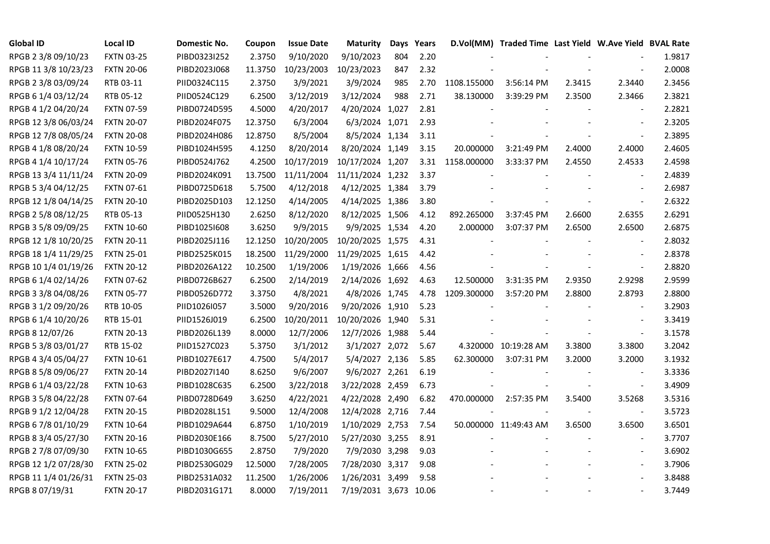| Global ID | Local ID | Domestic No. | Coupon | Issue Date | Maturity | Days | Years | D.Vol(MM) | Traded Time | Last Yield | W.Ave Yield | BVAL Rate |
|---|---|---|---|---|---|---|---|---|---|---|---|---|
| RPGB 2 3/8 09/10/23 | FXTN 03-25 | PIBD0323I252 | 2.3750 | 9/10/2020 | 9/10/2023 | 804 | 2.20 | - | - | - | - | 1.9817 |
| RPGB 11 3/8 10/23/23 | FXTN 20-06 | PIBD2023J068 | 11.3750 | 10/23/2003 | 10/23/2023 | 847 | 2.32 | - | - | - | - | 2.0008 |
| RPGB 2 3/8 03/09/24 | RTB 03-11 | PIID0324C115 | 2.3750 | 3/9/2021 | 3/9/2024 | 985 | 2.70 | 1108.155000 | 3:56:14 PM | 2.3415 | 2.3440 | 2.3456 |
| RPGB 6 1/4 03/12/24 | RTB 05-12 | PIID0524C129 | 6.2500 | 3/12/2019 | 3/12/2024 | 988 | 2.71 | 38.130000 | 3:39:29 PM | 2.3500 | 2.3466 | 2.3821 |
| RPGB 4 1/2 04/20/24 | FXTN 07-59 | PIBD0724D595 | 4.5000 | 4/20/2017 | 4/20/2024 | 1,027 | 2.81 | - | - | - | - | 2.2821 |
| RPGB 12 3/8 06/03/24 | FXTN 20-07 | PIBD2024F075 | 12.3750 | 6/3/2004 | 6/3/2024 | 1,071 | 2.93 | - | - | - | - | 2.3205 |
| RPGB 12 7/8 08/05/24 | FXTN 20-08 | PIBD2024H086 | 12.8750 | 8/5/2004 | 8/5/2024 | 1,134 | 3.11 | - | - | - | - | 2.3895 |
| RPGB 4 1/8 08/20/24 | FXTN 10-59 | PIBD1024H595 | 4.1250 | 8/20/2014 | 8/20/2024 | 1,149 | 3.15 | 20.000000 | 3:21:49 PM | 2.4000 | 2.4000 | 2.4605 |
| RPGB 4 1/4 10/17/24 | FXTN 05-76 | PIBD0524J762 | 4.2500 | 10/17/2019 | 10/17/2024 | 1,207 | 3.31 | 1158.000000 | 3:33:37 PM | 2.4550 | 2.4533 | 2.4598 |
| RPGB 13 3/4 11/11/24 | FXTN 20-09 | PIBD2024K091 | 13.7500 | 11/11/2004 | 11/11/2024 | 1,232 | 3.37 | - | - | - | - | 2.4839 |
| RPGB 5 3/4 04/12/25 | FXTN 07-61 | PIBD0725D618 | 5.7500 | 4/12/2018 | 4/12/2025 | 1,384 | 3.79 | - | - | - | - | 2.6987 |
| RPGB 12 1/8 04/14/25 | FXTN 20-10 | PIBD2025D103 | 12.1250 | 4/14/2005 | 4/14/2025 | 1,386 | 3.80 | - | - | - | - | 2.6322 |
| RPGB 2 5/8 08/12/25 | RTB 05-13 | PIID0525H130 | 2.6250 | 8/12/2020 | 8/12/2025 | 1,506 | 4.12 | 892.265000 | 3:37:45 PM | 2.6600 | 2.6355 | 2.6291 |
| RPGB 3 5/8 09/09/25 | FXTN 10-60 | PIBD1025I608 | 3.6250 | 9/9/2015 | 9/9/2025 | 1,534 | 4.20 | 2.000000 | 3:07:37 PM | 2.6500 | 2.6500 | 2.6875 |
| RPGB 12 1/8 10/20/25 | FXTN 20-11 | PIBD2025J116 | 12.1250 | 10/20/2005 | 10/20/2025 | 1,575 | 4.31 | - | - | - | - | 2.8032 |
| RPGB 18 1/4 11/29/25 | FXTN 25-01 | PIBD2525K015 | 18.2500 | 11/29/2000 | 11/29/2025 | 1,615 | 4.42 | - | - | - | - | 2.8378 |
| RPGB 10 1/4 01/19/26 | FXTN 20-12 | PIBD2026A122 | 10.2500 | 1/19/2006 | 1/19/2026 | 1,666 | 4.56 | - | - | - | - | 2.8820 |
| RPGB 6 1/4 02/14/26 | FXTN 07-62 | PIBD0726B627 | 6.2500 | 2/14/2019 | 2/14/2026 | 1,692 | 4.63 | 12.500000 | 3:31:35 PM | 2.9350 | 2.9298 | 2.9599 |
| RPGB 3 3/8 04/08/26 | FXTN 05-77 | PIBD0526D772 | 3.3750 | 4/8/2021 | 4/8/2026 | 1,745 | 4.78 | 1209.300000 | 3:57:20 PM | 2.8800 | 2.8793 | 2.8800 |
| RPGB 3 1/2 09/20/26 | RTB 10-05 | PIID1026I057 | 3.5000 | 9/20/2016 | 9/20/2026 | 1,910 | 5.23 | - | - | - | - | 3.2903 |
| RPGB 6 1/4 10/20/26 | RTB 15-01 | PIID1526J019 | 6.2500 | 10/20/2011 | 10/20/2026 | 1,940 | 5.31 | - | - | - | - | 3.3419 |
| RPGB 8 12/07/26 | FXTN 20-13 | PIBD2026L139 | 8.0000 | 12/7/2006 | 12/7/2026 | 1,988 | 5.44 | - | - | - | - | 3.1578 |
| RPGB 5 3/8 03/01/27 | RTB 15-02 | PIID1527C023 | 5.3750 | 3/1/2012 | 3/1/2027 | 2,072 | 5.67 | 4.320000 | 10:19:28 AM | 3.3800 | 3.3800 | 3.2042 |
| RPGB 4 3/4 05/04/27 | FXTN 10-61 | PIBD1027E617 | 4.7500 | 5/4/2017 | 5/4/2027 | 2,136 | 5.85 | 62.300000 | 3:07:31 PM | 3.2000 | 3.2000 | 3.1932 |
| RPGB 8 5/8 09/06/27 | FXTN 20-14 | PIBD2027I140 | 8.6250 | 9/6/2007 | 9/6/2027 | 2,261 | 6.19 | - | - | - | - | 3.3336 |
| RPGB 6 1/4 03/22/28 | FXTN 10-63 | PIBD1028C635 | 6.2500 | 3/22/2018 | 3/22/2028 | 2,459 | 6.73 | - | - | - | - | 3.4909 |
| RPGB 3 5/8 04/22/28 | FXTN 07-64 | PIBD0728D649 | 3.6250 | 4/22/2021 | 4/22/2028 | 2,490 | 6.82 | 470.000000 | 2:57:35 PM | 3.5400 | 3.5268 | 3.5316 |
| RPGB 9 1/2 12/04/28 | FXTN 20-15 | PIBD2028L151 | 9.5000 | 12/4/2008 | 12/4/2028 | 2,716 | 7.44 | - | - | - | - | 3.5723 |
| RPGB 6 7/8 01/10/29 | FXTN 10-64 | PIBD1029A644 | 6.8750 | 1/10/2019 | 1/10/2029 | 2,753 | 7.54 | 50.000000 | 11:49:43 AM | 3.6500 | 3.6500 | 3.6501 |
| RPGB 8 3/4 05/27/30 | FXTN 20-16 | PIBD2030E166 | 8.7500 | 5/27/2010 | 5/27/2030 | 3,255 | 8.91 | - | - | - | - | 3.7707 |
| RPGB 2 7/8 07/09/30 | FXTN 10-65 | PIBD1030G655 | 2.8750 | 7/9/2020 | 7/9/2030 | 3,298 | 9.03 | - | - | - | - | 3.6902 |
| RPGB 12 1/2 07/28/30 | FXTN 25-02 | PIBD2530G029 | 12.5000 | 7/28/2005 | 7/28/2030 | 3,317 | 9.08 | - | - | - | - | 3.7906 |
| RPGB 11 1/4 01/26/31 | FXTN 25-03 | PIBD2531A032 | 11.2500 | 1/26/2006 | 1/26/2031 | 3,499 | 9.58 | - | - | - | - | 3.8488 |
| RPGB 8 07/19/31 | FXTN 20-17 | PIBD2031G171 | 8.0000 | 7/19/2011 | 7/19/2031 | 3,673 | 10.06 | - | - | - | - | 3.7449 |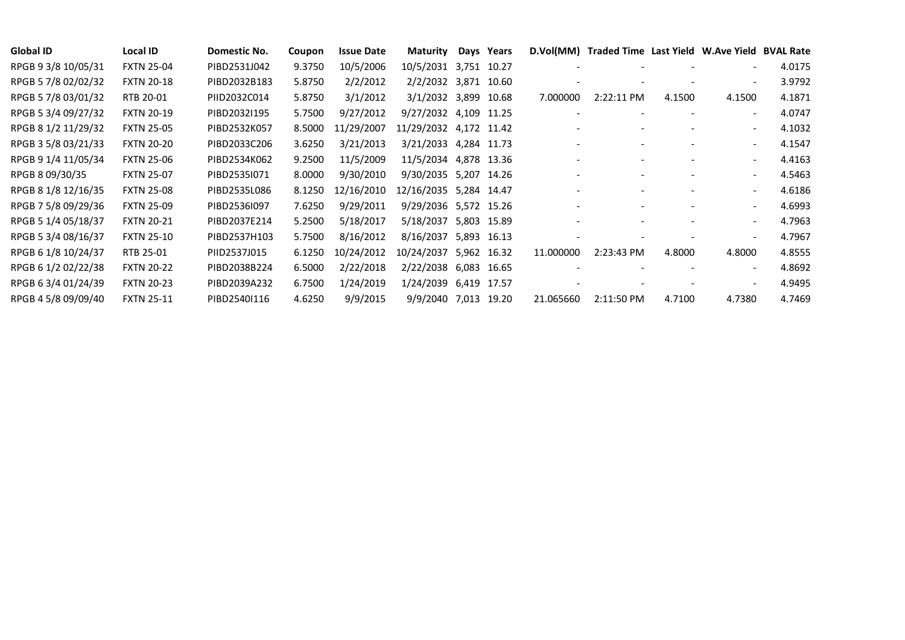| Global ID | Local ID | Domestic No. | Coupon | Issue Date | Maturity | Days | Years | D.Vol(MM) | Traded Time | Last Yield | W.Ave Yield | BVAL Rate |
|---|---|---|---|---|---|---|---|---|---|---|---|---|
| RPGB 9 3/8 10/05/31 | FXTN 25-04 | PIBD2531J042 | 9.3750 | 10/5/2006 | 10/5/2031 | 3,751 | 10.27 | - | - | - | - | 4.0175 |
| RPGB 5 7/8 02/02/32 | FXTN 20-18 | PIBD2032B183 | 5.8750 | 2/2/2012 | 2/2/2032 | 3,871 | 10.60 | - | - | - | - | 3.9792 |
| RPGB 5 7/8 03/01/32 | RTB 20-01 | PIID2032C014 | 5.8750 | 3/1/2012 | 3/1/2032 | 3,899 | 10.68 | 7.000000 | 2:22:11 PM | 4.1500 | 4.1500 | 4.1871 |
| RPGB 5 3/4 09/27/32 | FXTN 20-19 | PIBD2032I195 | 5.7500 | 9/27/2012 | 9/27/2032 | 4,109 | 11.25 | - | - | - | - | 4.0747 |
| RPGB 8 1/2 11/29/32 | FXTN 25-05 | PIBD2532K057 | 8.5000 | 11/29/2007 | 11/29/2032 | 4,172 | 11.42 | - | - | - | - | 4.1032 |
| RPGB 3 5/8 03/21/33 | FXTN 20-20 | PIBD2033C206 | 3.6250 | 3/21/2013 | 3/21/2033 | 4,284 | 11.73 | - | - | - | - | 4.1547 |
| RPGB 9 1/4 11/05/34 | FXTN 25-06 | PIBD2534K062 | 9.2500 | 11/5/2009 | 11/5/2034 | 4,878 | 13.36 | - | - | - | - | 4.4163 |
| RPGB 8 09/30/35 | FXTN 25-07 | PIBD2535I071 | 8.0000 | 9/30/2010 | 9/30/2035 | 5,207 | 14.26 | - | - | - | - | 4.5463 |
| RPGB 8 1/8 12/16/35 | FXTN 25-08 | PIBD2535L086 | 8.1250 | 12/16/2010 | 12/16/2035 | 5,284 | 14.47 | - | - | - | - | 4.6186 |
| RPGB 7 5/8 09/29/36 | FXTN 25-09 | PIBD2536I097 | 7.6250 | 9/29/2011 | 9/29/2036 | 5,572 | 15.26 | - | - | - | - | 4.6993 |
| RPGB 5 1/4 05/18/37 | FXTN 20-21 | PIBD2037E214 | 5.2500 | 5/18/2017 | 5/18/2037 | 5,803 | 15.89 | - | - | - | - | 4.7963 |
| RPGB 5 3/4 08/16/37 | FXTN 25-10 | PIBD2537H103 | 5.7500 | 8/16/2012 | 8/16/2037 | 5,893 | 16.13 | - | - | - | - | 4.7967 |
| RPGB 6 1/8 10/24/37 | RTB 25-01 | PIID2537J015 | 6.1250 | 10/24/2012 | 10/24/2037 | 5,962 | 16.32 | 11.000000 | 2:23:43 PM | 4.8000 | 4.8000 | 4.8555 |
| RPGB 6 1/2 02/22/38 | FXTN 20-22 | PIBD2038B224 | 6.5000 | 2/22/2018 | 2/22/2038 | 6,083 | 16.65 | - | - | - | - | 4.8692 |
| RPGB 6 3/4 01/24/39 | FXTN 20-23 | PIBD2039A232 | 6.7500 | 1/24/2019 | 1/24/2039 | 6,419 | 17.57 | - | - | - | - | 4.9495 |
| RPGB 4 5/8 09/09/40 | FXTN 25-11 | PIBD2540I116 | 4.6250 | 9/9/2015 | 9/9/2040 | 7,013 | 19.20 | 21.065660 | 2:11:50 PM | 4.7100 | 4.7380 | 4.7469 |